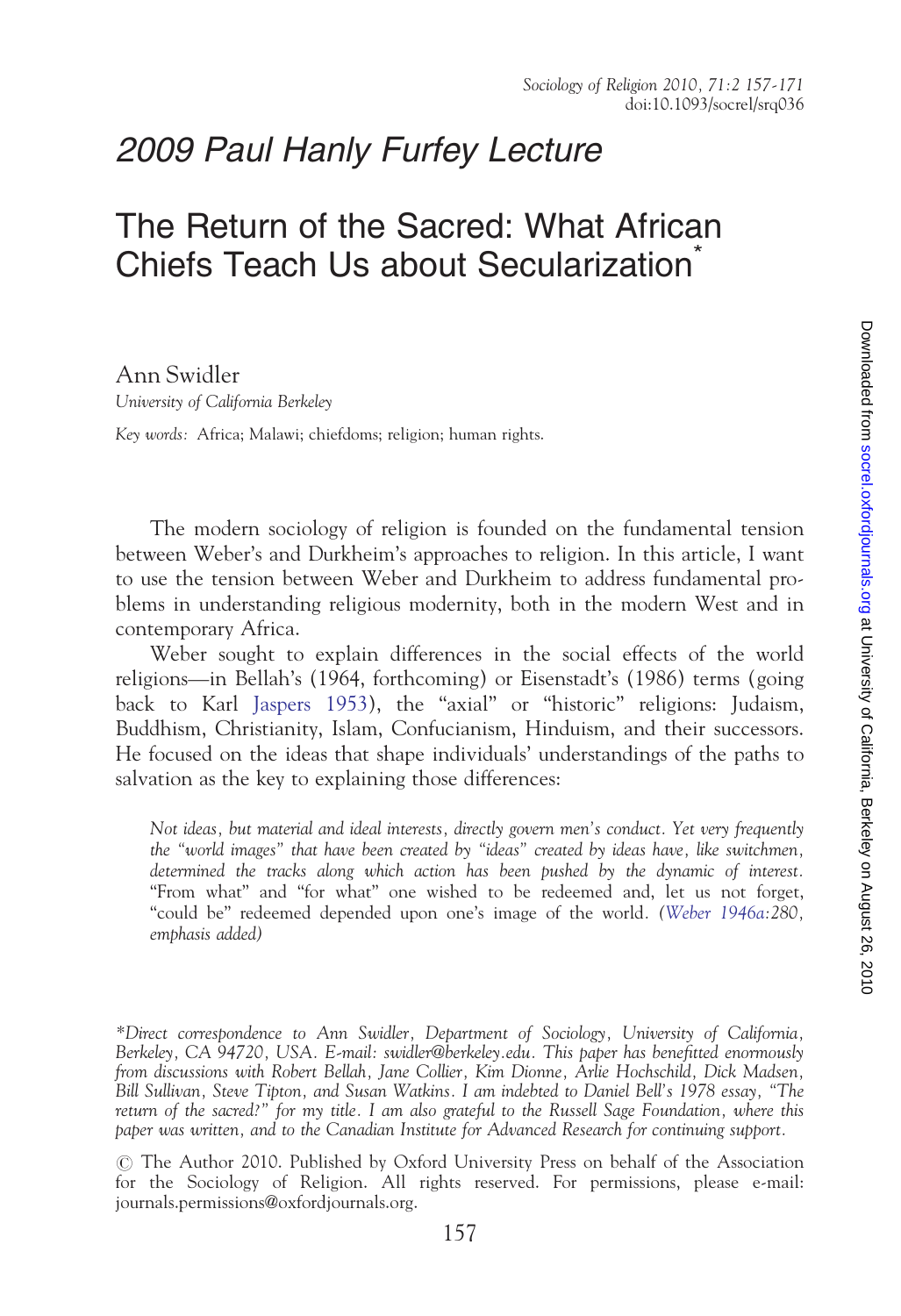# 2009 Paul Hanly Furfey Lecture

# The Return of the Sacred: What African Chiefs Teach Us about Secularization*

Ann Swidler

*University of California Berkeley*

*Key words:* Africa; Malawi; chiefdoms; religion; human rights.

The modern sociology of religion is founded on the fundamental tension between Weber's and Durkheim's approaches to religion. In this article, I want to use the tension between Weber and Durkheim to address fundamental problems in understanding religious modernity, both in the modern West and in contemporary Africa.

Weber sought to explain differences in the social effects of the world religions—in Bellah's (1964, forthcoming) or Eisenstadt's (1986) terms (going back to Karl Jaspers 1953), the "axial" or "historic" religions: Judaism, Buddhism, Christianity, Islam, Confucianism, Hinduism, and their successors. He focused on the ideas that shape individuals' understandings of the paths to salvation as the key to explaining those differences:

> *Not ideas, but material and ideal interests, directly govern men's conduct. Yet very frequently the "world images" that have been created by "ideas" created by ideas have, like switchmen, determined the tracks along which action has been pushed by the dynamic of interest.* "From what" and "for what" one wished to be redeemed and, let us not forget, "could be" redeemed depended upon one's image of the world. *(Weber 1946a:280, emphasis added)*

*Direct correspondence to Ann Swidler, Department of Sociology, University of California, Berkeley, CA 94720, USA. E-mail: swidler@berkeley.edu. This paper has benefitted enormously from discussions with Robert Bellah, Jane Collier, Kim Dionne, Arlie Hochschild, Dick Madsen, Bill Sullivan, Steve Tipton, and Susan Watkins. I am indebted to Daniel Bell's 1978 essay, "The return of the sacred?" for my title. I am also grateful to the Russell Sage Foundation, where this paper was written, and to the Canadian Institute for Advanced Research for continuing support.*

© The Author 2010. Published by Oxford University Press on behalf of the Association for the Sociology of Religion. All rights reserved. For permissions, please e-mail: journals.permissions@oxfordjournals.org.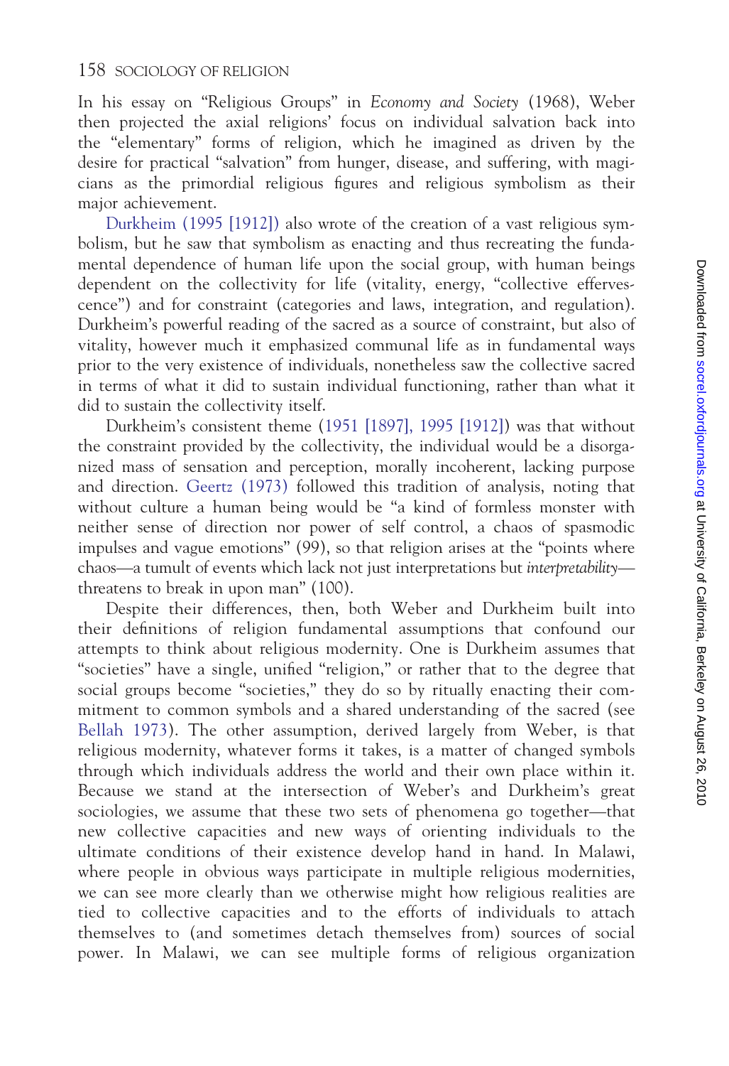In his essay on "Religious Groups" in *Economy and Society* (1968), Weber then projected the axial religions' focus on individual salvation back into the "elementary" forms of religion, which he imagined as driven by the desire for practical "salvation" from hunger, disease, and suffering, with magicians as the primordial religious figures and religious symbolism as their major achievement.

Durkheim (1995 [1912]) also wrote of the creation of a vast religious symbolism, but he saw that symbolism as enacting and thus recreating the fundamental dependence of human life upon the social group, with human beings dependent on the collectivity for life (vitality, energy, "collective effervescence") and for constraint (categories and laws, integration, and regulation). Durkheim's powerful reading of the sacred as a source of constraint, but also of vitality, however much it emphasized communal life as in fundamental ways prior to the very existence of individuals, nonetheless saw the collective sacred in terms of what it did to sustain individual functioning, rather than what it did to sustain the collectivity itself.

Durkheim's consistent theme (1951 [1897], 1995 [1912]) was that without the constraint provided by the collectivity, the individual would be a disorganized mass of sensation and perception, morally incoherent, lacking purpose and direction. Geertz (1973) followed this tradition of analysis, noting that without culture a human being would be "a kind of formless monster with neither sense of direction nor power of self control, a chaos of spasmodic impulses and vague emotions" (99), so that religion arises at the "points where chaos—a tumult of events which lack not just interpretations but *interpretability*—threatens to break in upon man" (100).

Despite their differences, then, both Weber and Durkheim built into their definitions of religion fundamental assumptions that confound our attempts to think about religious modernity. One is Durkheim assumes that "societies" have a single, unified "religion," or rather that to the degree that social groups become "societies," they do so by ritually enacting their commitment to common symbols and a shared understanding of the sacred (see Bellah 1973). The other assumption, derived largely from Weber, is that religious modernity, whatever forms it takes, is a matter of changed symbols through which individuals address the world and their own place within it. Because we stand at the intersection of Weber's and Durkheim's great sociologies, we assume that these two sets of phenomena go together—that new collective capacities and new ways of orienting individuals to the ultimate conditions of their existence develop hand in hand. In Malawi, where people in obvious ways participate in multiple religious modernities, we can see more clearly than we otherwise might how religious realities are tied to collective capacities and to the efforts of individuals to attach themselves to (and sometimes detach themselves from) sources of social power. In Malawi, we can see multiple forms of religious organization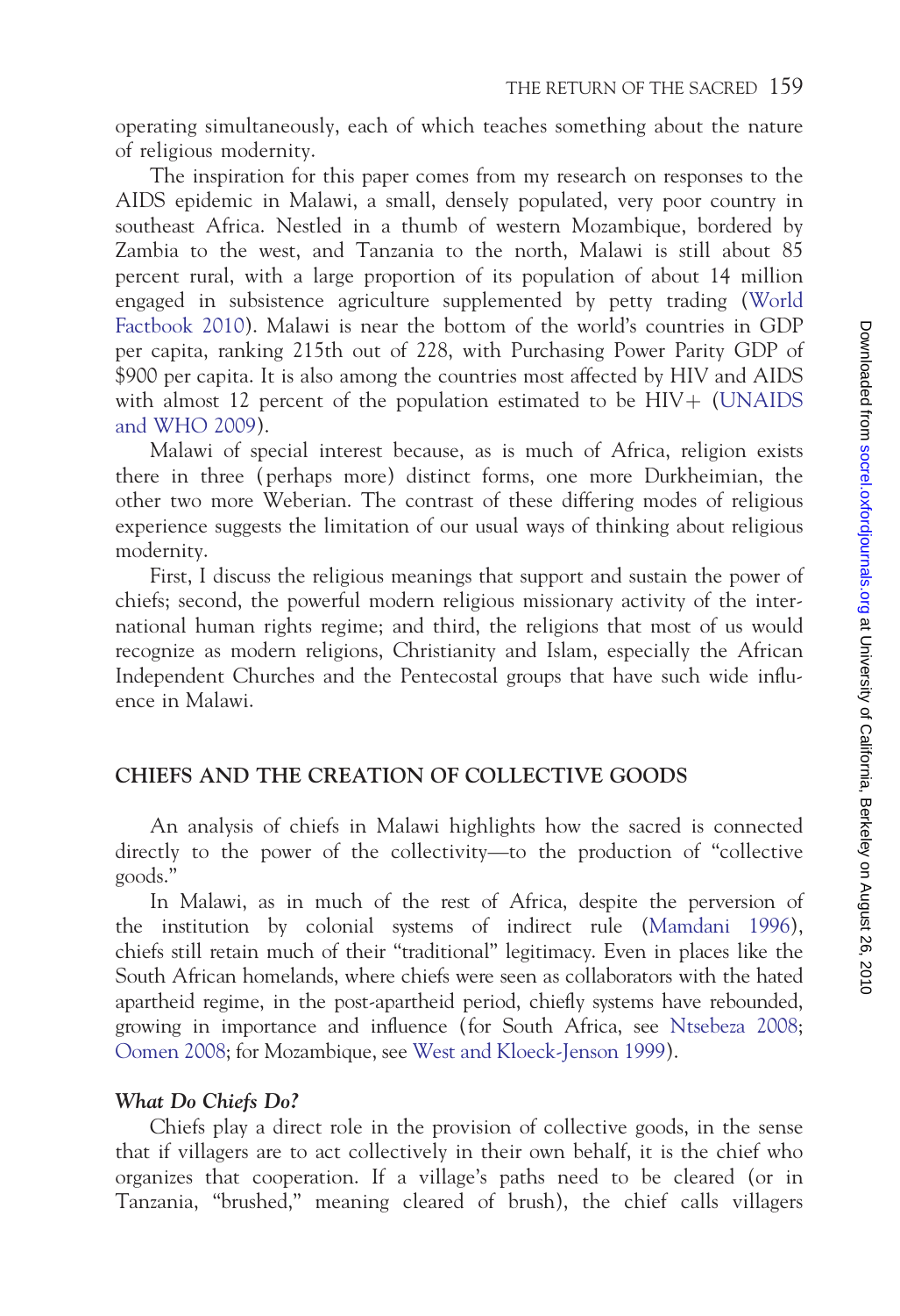operating simultaneously, each of which teaches something about the nature of religious modernity.

The inspiration for this paper comes from my research on responses to the AIDS epidemic in Malawi, a small, densely populated, very poor country in southeast Africa. Nestled in a thumb of western Mozambique, bordered by Zambia to the west, and Tanzania to the north, Malawi is still about 85 percent rural, with a large proportion of its population of about 14 million engaged in subsistence agriculture supplemented by petty trading (World Factbook 2010). Malawi is near the bottom of the world's countries in GDP per capita, ranking 215th out of 228, with Purchasing Power Parity GDP of $900 per capita. It is also among the countries most affected by HIV and AIDS with almost 12 percent of the population estimated to be HIV+ (UNAIDS and WHO 2009).

Malawi of special interest because, as is much of Africa, religion exists there in three (perhaps more) distinct forms, one more Durkheimian, the other two more Weberian. The contrast of these differing modes of religious experience suggests the limitation of our usual ways of thinking about religious modernity.

First, I discuss the religious meanings that support and sustain the power of chiefs; second, the powerful modern religious missionary activity of the international human rights regime; and third, the religions that most of us would recognize as modern religions, Christianity and Islam, especially the African Independent Churches and the Pentecostal groups that have such wide influence in Malawi.

## CHIEFS AND THE CREATION OF COLLECTIVE GOODS

An analysis of chiefs in Malawi highlights how the sacred is connected directly to the power of the collectivity—to the production of "collective goods."

In Malawi, as in much of the rest of Africa, despite the perversion of the institution by colonial systems of indirect rule (Mamdani 1996), chiefs still retain much of their "traditional" legitimacy. Even in places like the South African homelands, where chiefs were seen as collaborators with the hated apartheid regime, in the post-apartheid period, chiefly systems have rebounded, growing in importance and influence (for South Africa, see Ntsebeza 2008; Oomen 2008; for Mozambique, see West and Kloeck-Jenson 1999).

### *What Do Chiefs Do?*

Chiefs play a direct role in the provision of collective goods, in the sense that if villagers are to act collectively in their own behalf, it is the chief who organizes that cooperation. If a village's paths need to be cleared (or in Tanzania, "brushed," meaning cleared of brush), the chief calls villagers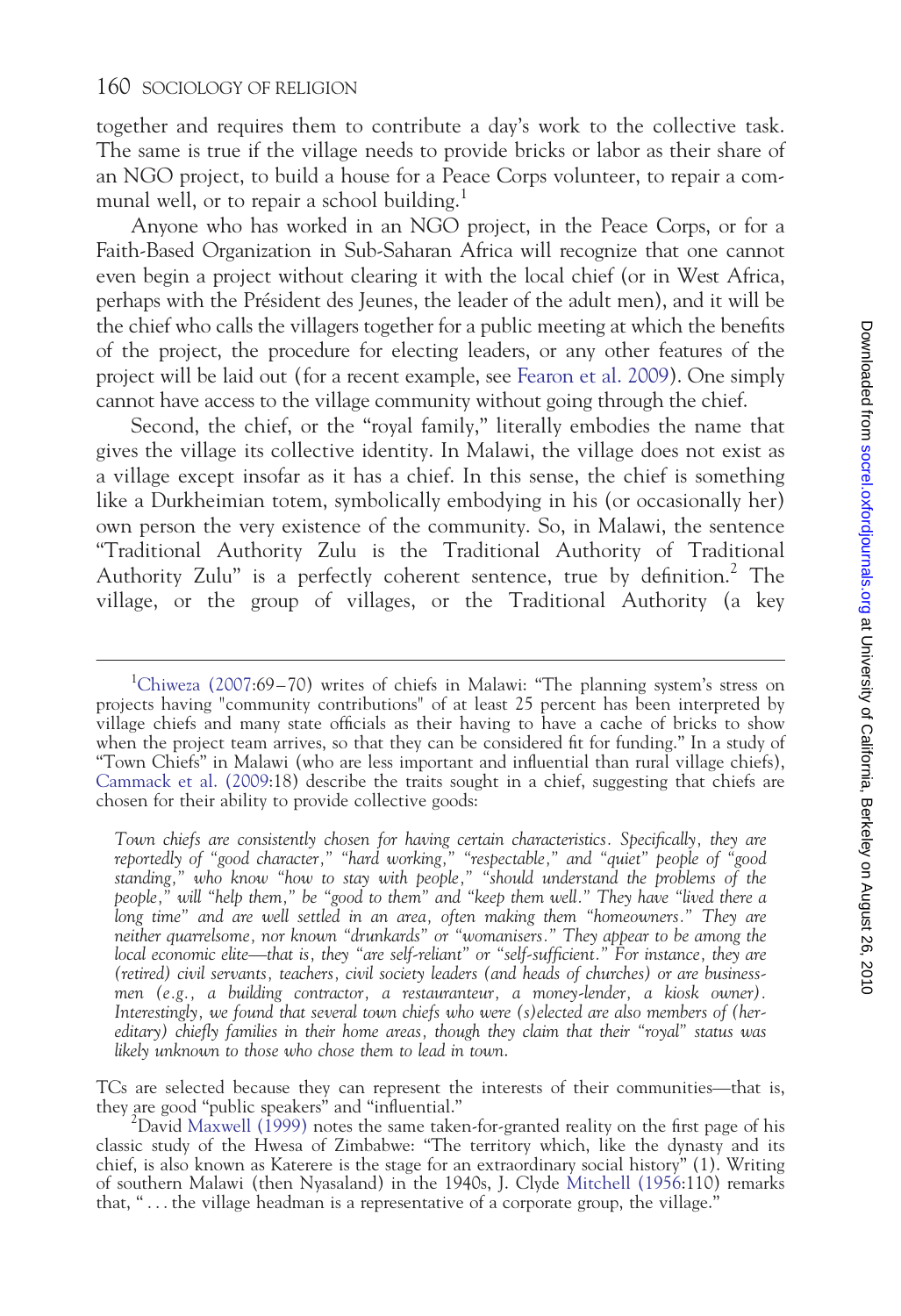together and requires them to contribute a day's work to the collective task. The same is true if the village needs to provide bricks or labor as their share of an NGO project, to build a house for a Peace Corps volunteer, to repair a communal well, or to repair a school building.[1]

Anyone who has worked in an NGO project, in the Peace Corps, or for a Faith-Based Organization in Sub-Saharan Africa will recognize that one cannot even begin a project without clearing it with the local chief (or in West Africa, perhaps with the Président des Jeunes, the leader of the adult men), and it will be the chief who calls the villagers together for a public meeting at which the benefits of the project, the procedure for electing leaders, or any other features of the project will be laid out (for a recent example, see Fearon et al. 2009). One simply cannot have access to the village community without going through the chief.

Second, the chief, or the "royal family," literally embodies the name that gives the village its collective identity. In Malawi, the village does not exist as a village except insofar as it has a chief. In this sense, the chief is something like a Durkheimian totem, symbolically embodying in his (or occasionally her) own person the very existence of the community. So, in Malawi, the sentence "Traditional Authority Zulu is the Traditional Authority of Traditional Authority Zulu" is a perfectly coherent sentence, true by definition.[2] The village, or the group of villages, or the Traditional Authority (a key

---

[1] Chiweza (2007:69–70) writes of chiefs in Malawi: "The planning system's stress on projects having "community contributions" of at least 25 percent has been interpreted by village chiefs and many state officials as their having to have a cache of bricks to show when the project team arrives, so that they can be considered fit for funding." In a study of "Town Chiefs" in Malawi (who are less important and influential than rural village chiefs), Cammack et al. (2009:18) describe the traits sought in a chief, suggesting that chiefs are chosen for their ability to provide collective goods:

> *Town chiefs are consistently chosen for having certain characteristics. Specifically, they are reportedly of "good character," "hard working," "respectable," and "quiet" people of "good standing," who know "how to stay with people," "should understand the problems of the people," will "help them," be "good to them" and "keep them well." They have "lived there a long time" and are well settled in an area, often making them "homeowners." They are neither quarrelsome, nor known "drunkards" or "womanisers." They appear to be among the local economic elite—that is, they "are self-reliant" or "self-sufficient." For instance, they are (retired) civil servants, teachers, civil society leaders (and heads of churches) or are businessmen (e.g., a building contractor, a restauranteur, a money-lender, a kiosk owner). Interestingly, we found that several town chiefs who were (s)elected are also members of (hereditary) chiefly families in their home areas, though they claim that their "royal" status was likely unknown to those who chose them to lead in town.*

TCs are selected because they can represent the interests of their communities—that is, they are good "public speakers" and "influential."

[2] David Maxwell (1999) notes the same taken-for-granted reality on the first page of his classic study of the Hwesa of Zimbabwe: "The territory which, like the dynasty and its chief, is also known as Katerere is the stage for an extraordinary social history" (1). Writing of southern Malawi (then Nyasaland) in the 1940s, J. Clyde Mitchell (1956:110) remarks that, "... the village headman is a representative of a corporate group, the village."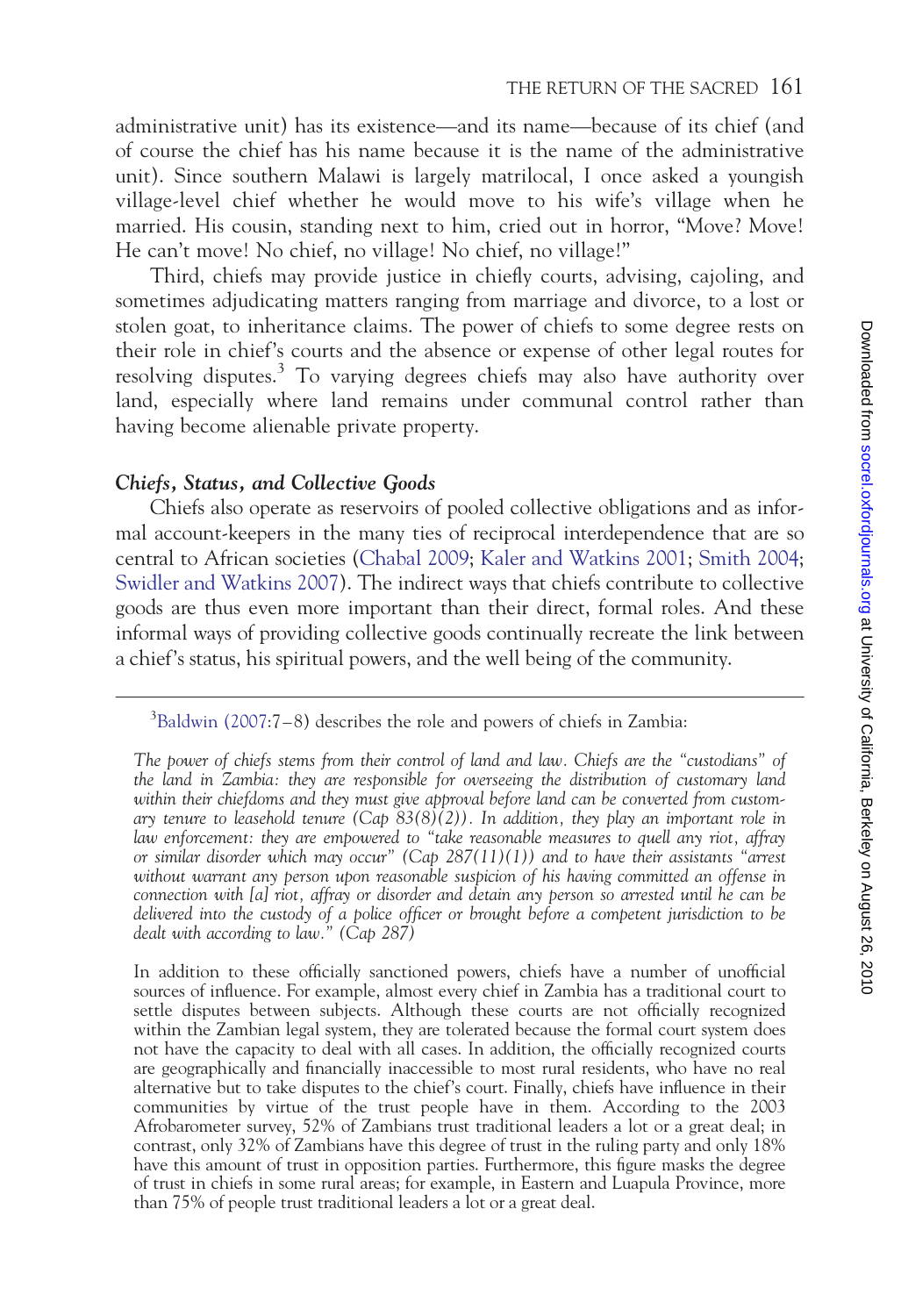administrative unit) has its existence—and its name—because of its chief (and of course the chief has his name because it is the name of the administrative unit). Since southern Malawi is largely matrilocal, I once asked a youngish village-level chief whether he would move to his wife's village when he married. His cousin, standing next to him, cried out in horror, "Move? Move! He can't move! No chief, no village! No chief, no village!"

Third, chiefs may provide justice in chiefly courts, advising, cajoling, and sometimes adjudicating matters ranging from marriage and divorce, to a lost or stolen goat, to inheritance claims. The power of chiefs to some degree rests on their role in chief's courts and the absence or expense of other legal routes for resolving disputes.[3] To varying degrees chiefs may also have authority over land, especially where land remains under communal control rather than having become alienable private property.

### *Chiefs, Status, and Collective Goods*

Chiefs also operate as reservoirs of pooled collective obligations and as informal account-keepers in the many ties of reciprocal interdependence that are so central to African societies (Chabal 2009; Kaler and Watkins 2001; Smith 2004; Swidler and Watkins 2007). The indirect ways that chiefs contribute to collective goods are thus even more important than their direct, formal roles. And these informal ways of providing collective goods continually recreate the link between a chief's status, his spiritual powers, and the well being of the community.

---

[3]Baldwin (2007:7–8) describes the role and powers of chiefs in Zambia:

*The power of chiefs stems from their control of land and law. Chiefs are the "custodians" of the land in Zambia: they are responsible for overseeing the distribution of customary land within their chiefdoms and they must give approval before land can be converted from customary tenure to leasehold tenure (Cap 83(8)(2)). In addition, they play an important role in law enforcement: they are empowered to "take reasonable measures to quell any riot, affray or similar disorder which may occur" (Cap 287(11)(1)) and to have their assistants "arrest without warrant any person upon reasonable suspicion of his having committed an offense in connection with [a] riot, affray or disorder and detain any person so arrested until he can be delivered into the custody of a police officer or brought before a competent jurisdiction to be dealt with according to law." (Cap 287)*

In addition to these officially sanctioned powers, chiefs have a number of unofficial sources of influence. For example, almost every chief in Zambia has a traditional court to settle disputes between subjects. Although these courts are not officially recognized within the Zambian legal system, they are tolerated because the formal court system does not have the capacity to deal with all cases. In addition, the officially recognized courts are geographically and financially inaccessible to most rural residents, who have no real alternative but to take disputes to the chief's court. Finally, chiefs have influence in their communities by virtue of the trust people have in them. According to the 2003 Afrobarometer survey, 52% of Zambians trust traditional leaders a lot or a great deal; in contrast, only 32% of Zambians have this degree of trust in the ruling party and only 18% have this amount of trust in opposition parties. Furthermore, this figure masks the degree of trust in chiefs in some rural areas; for example, in Eastern and Luapula Province, more than 75% of people trust traditional leaders a lot or a great deal.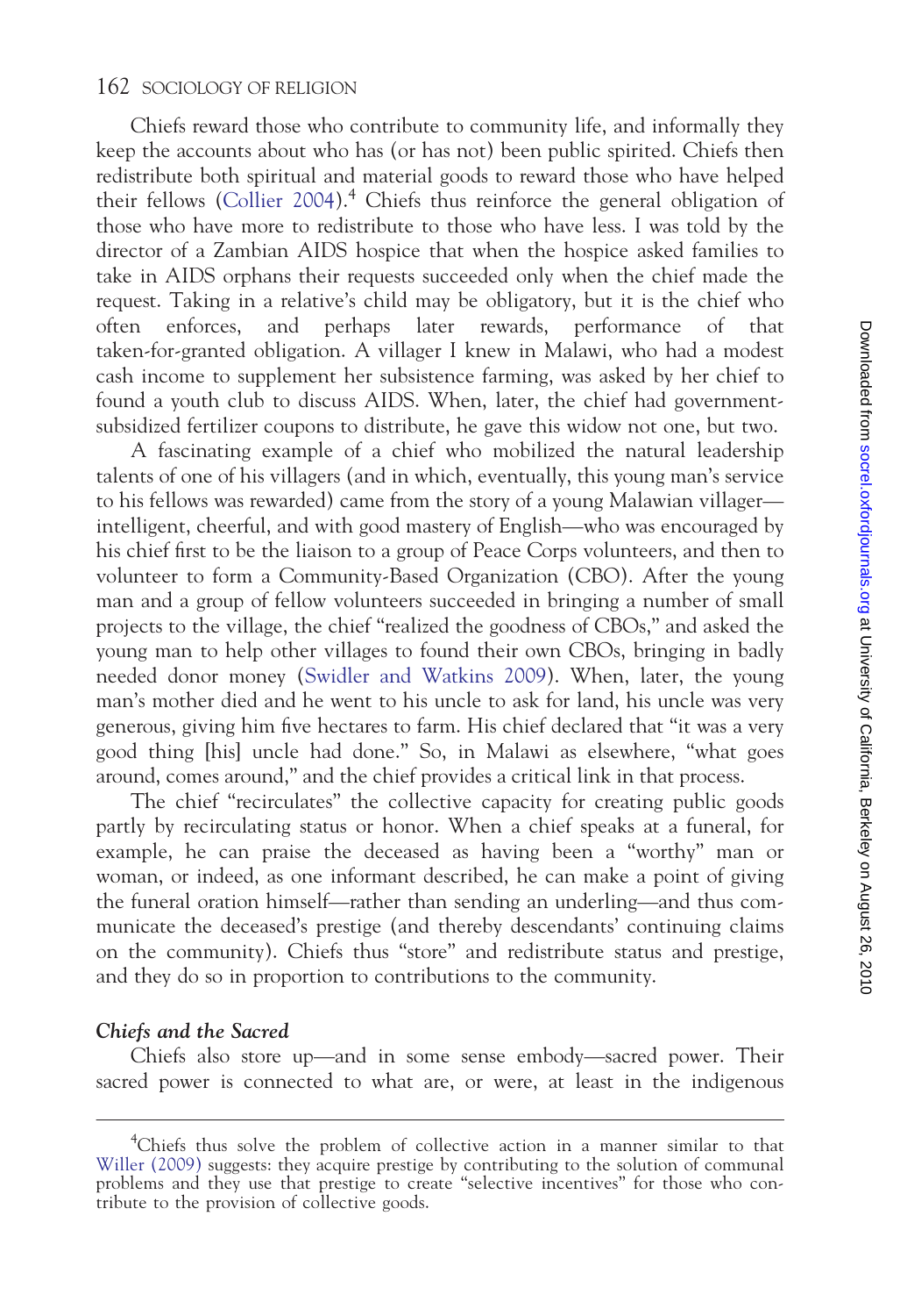Chiefs reward those who contribute to community life, and informally they keep the accounts about who has (or has not) been public spirited. Chiefs then redistribute both spiritual and material goods to reward those who have helped their fellows (Collier 2004).[4] Chiefs thus reinforce the general obligation of those who have more to redistribute to those who have less. I was told by the director of a Zambian AIDS hospice that when the hospice asked families to take in AIDS orphans their requests succeeded only when the chief made the request. Taking in a relative's child may be obligatory, but it is the chief who often enforces, and perhaps later rewards, performance of that taken-for-granted obligation. A villager I knew in Malawi, who had a modest cash income to supplement her subsistence farming, was asked by her chief to found a youth club to discuss AIDS. When, later, the chief had government-subsidized fertilizer coupons to distribute, he gave this widow not one, but two.

A fascinating example of a chief who mobilized the natural leadership talents of one of his villagers (and in which, eventually, this young man's service to his fellows was rewarded) came from the story of a young Malawian villager—intelligent, cheerful, and with good mastery of English—who was encouraged by his chief first to be the liaison to a group of Peace Corps volunteers, and then to volunteer to form a Community-Based Organization (CBO). After the young man and a group of fellow volunteers succeeded in bringing a number of small projects to the village, the chief "realized the goodness of CBOs," and asked the young man to help other villages to found their own CBOs, bringing in badly needed donor money (Swidler and Watkins 2009). When, later, the young man's mother died and he went to his uncle to ask for land, his uncle was very generous, giving him five hectares to farm. His chief declared that "it was a very good thing [his] uncle had done." So, in Malawi as elsewhere, "what goes around, comes around," and the chief provides a critical link in that process.

The chief "recirculates" the collective capacity for creating public goods partly by recirculating status or honor. When a chief speaks at a funeral, for example, he can praise the deceased as having been a "worthy" man or woman, or indeed, as one informant described, he can make a point of giving the funeral oration himself—rather than sending an underling—and thus communicate the deceased's prestige (and thereby descendants' continuing claims on the community). Chiefs thus "store" and redistribute status and prestige, and they do so in proportion to contributions to the community.

### *Chiefs and the Sacred*

Chiefs also store up—and in some sense embody—sacred power. Their sacred power is connected to what are, or were, at least in the indigenous

---

[4] Chiefs thus solve the problem of collective action in a manner similar to that Willer (2009) suggests: they acquire prestige by contributing to the solution of communal problems and they use that prestige to create "selective incentives" for those who contribute to the provision of collective goods.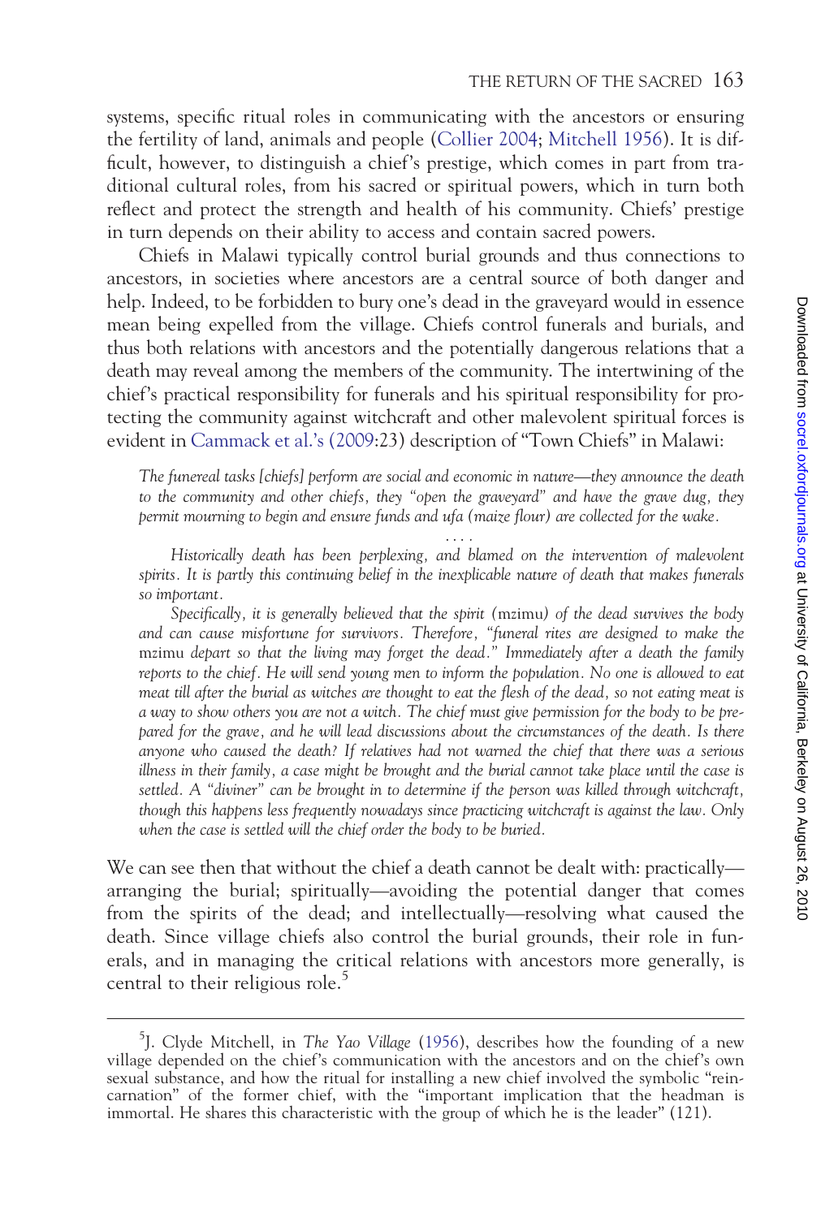systems, specific ritual roles in communicating with the ancestors or ensuring the fertility of land, animals and people (Collier 2004; Mitchell 1956). It is difficult, however, to distinguish a chief's prestige, which comes in part from traditional cultural roles, from his sacred or spiritual powers, which in turn both reflect and protect the strength and health of his community. Chiefs' prestige in turn depends on their ability to access and contain sacred powers.

Chiefs in Malawi typically control burial grounds and thus connections to ancestors, in societies where ancestors are a central source of both danger and help. Indeed, to be forbidden to bury one's dead in the graveyard would in essence mean being expelled from the village. Chiefs control funerals and burials, and thus both relations with ancestors and the potentially dangerous relations that a death may reveal among the members of the community. The intertwining of the chief's practical responsibility for funerals and his spiritual responsibility for protecting the community against witchcraft and other malevolent spiritual forces is evident in Cammack et al.'s (2009:23) description of "Town Chiefs" in Malawi:

> *The funereal tasks [chiefs] perform are social and economic in nature—they announce the death to the community and other chiefs, they "open the graveyard" and have the grave dug, they permit mourning to begin and ensure funds and ufa (maize flour) are collected for the wake.*
>
> . . . .
>
> *Historically death has been perplexing, and blamed on the intervention of malevolent spirits. It is partly this continuing belief in the inexplicable nature of death that makes funerals so important.*
>
> *Specifically, it is generally believed that the spirit (*mzimu*) of the dead survives the body and can cause misfortune for survivors. Therefore, "funeral rites are designed to make the* mzimu *depart so that the living may forget the dead." Immediately after a death the family reports to the chief. He will send young men to inform the population. No one is allowed to eat meat till after the burial as witches are thought to eat the flesh of the dead, so not eating meat is a way to show others you are not a witch. The chief must give permission for the body to be prepared for the grave, and he will lead discussions about the circumstances of the death. Is there anyone who caused the death? If relatives had not warned the chief that there was a serious illness in their family, a case might be brought and the burial cannot take place until the case is settled. A "diviner" can be brought in to determine if the person was killed through witchcraft, though this happens less frequently nowadays since practicing witchcraft is against the law. Only when the case is settled will the chief order the body to be buried.*

We can see then that without the chief a death cannot be dealt with: practically—arranging the burial; spiritually—avoiding the potential danger that comes from the spirits of the dead; and intellectually—resolving what caused the death. Since village chiefs also control the burial grounds, their role in funerals, and in managing the critical relations with ancestors more generally, is central to their religious role.[5]

---

[5] J. Clyde Mitchell, in *The Yao Village* (1956), describes how the founding of a new village depended on the chief's communication with the ancestors and on the chief's own sexual substance, and how the ritual for installing a new chief involved the symbolic "reincarnation" of the former chief, with the "important implication that the headman is immortal. He shares this characteristic with the group of which he is the leader" (121).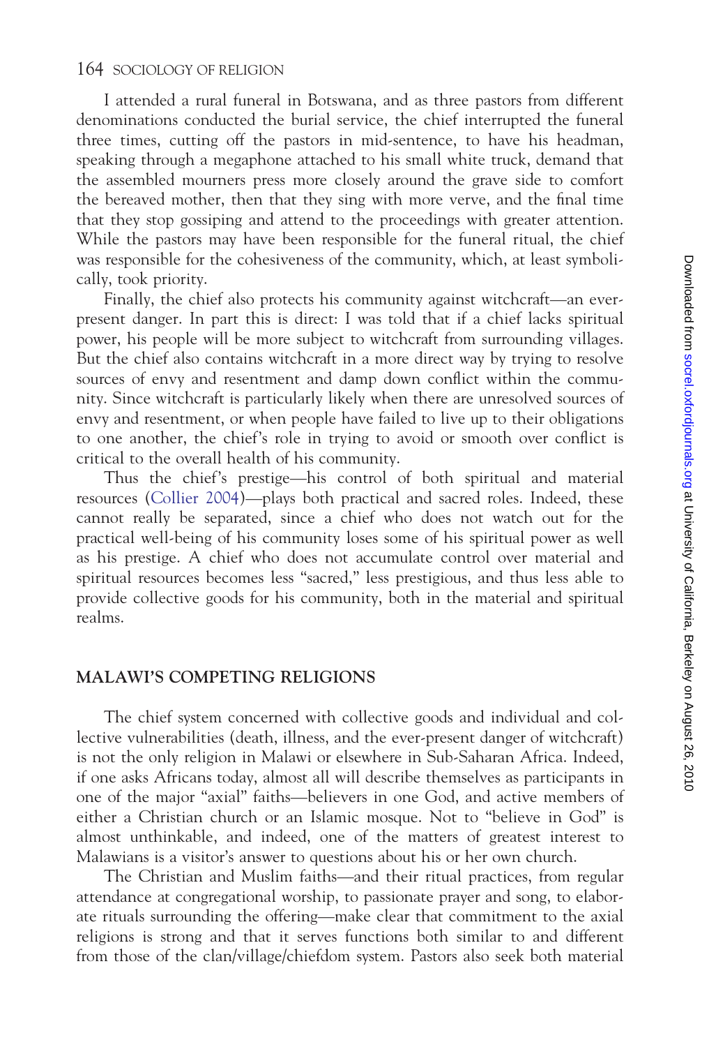I attended a rural funeral in Botswana, and as three pastors from different denominations conducted the burial service, the chief interrupted the funeral three times, cutting off the pastors in mid-sentence, to have his headman, speaking through a megaphone attached to his small white truck, demand that the assembled mourners press more closely around the grave side to comfort the bereaved mother, then that they sing with more verve, and the final time that they stop gossiping and attend to the proceedings with greater attention. While the pastors may have been responsible for the funeral ritual, the chief was responsible for the cohesiveness of the community, which, at least symbolically, took priority.

Finally, the chief also protects his community against witchcraft—an ever-present danger. In part this is direct: I was told that if a chief lacks spiritual power, his people will be more subject to witchcraft from surrounding villages. But the chief also contains witchcraft in a more direct way by trying to resolve sources of envy and resentment and damp down conflict within the community. Since witchcraft is particularly likely when there are unresolved sources of envy and resentment, or when people have failed to live up to their obligations to one another, the chief's role in trying to avoid or smooth over conflict is critical to the overall health of his community.

Thus the chief's prestige—his control of both spiritual and material resources (Collier 2004)—plays both practical and sacred roles. Indeed, these cannot really be separated, since a chief who does not watch out for the practical well-being of his community loses some of his spiritual power as well as his prestige. A chief who does not accumulate control over material and spiritual resources becomes less "sacred," less prestigious, and thus less able to provide collective goods for his community, both in the material and spiritual realms.

## MALAWI'S COMPETING RELIGIONS

The chief system concerned with collective goods and individual and collective vulnerabilities (death, illness, and the ever-present danger of witchcraft) is not the only religion in Malawi or elsewhere in Sub-Saharan Africa. Indeed, if one asks Africans today, almost all will describe themselves as participants in one of the major "axial" faiths—believers in one God, and active members of either a Christian church or an Islamic mosque. Not to "believe in God" is almost unthinkable, and indeed, one of the matters of greatest interest to Malawians is a visitor's answer to questions about his or her own church.

The Christian and Muslim faiths—and their ritual practices, from regular attendance at congregational worship, to passionate prayer and song, to elaborate rituals surrounding the offering—make clear that commitment to the axial religions is strong and that it serves functions both similar to and different from those of the clan/village/chiefdom system. Pastors also seek both material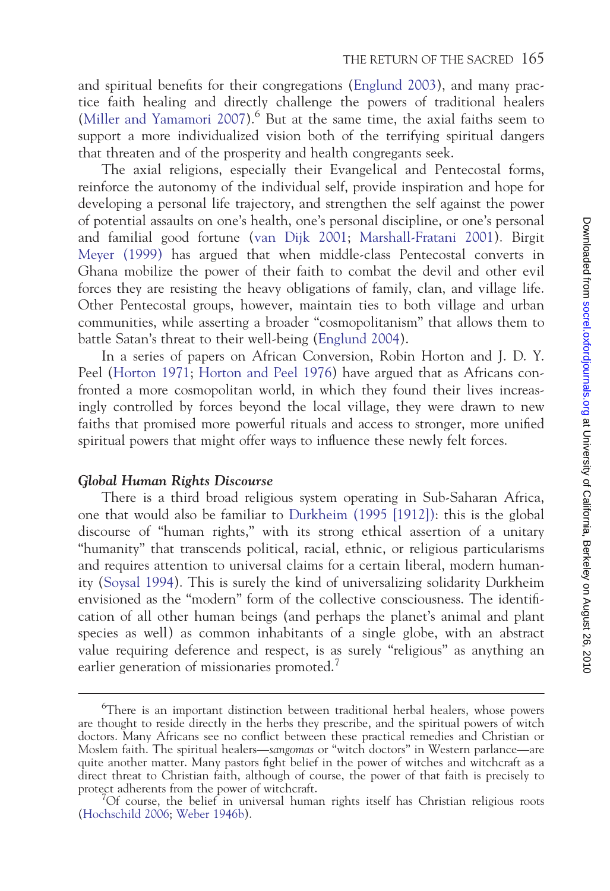and spiritual benefits for their congregations (Englund 2003), and many practice faith healing and directly challenge the powers of traditional healers (Miller and Yamamori 2007).[6] But at the same time, the axial faiths seem to support a more individualized vision both of the terrifying spiritual dangers that threaten and of the prosperity and health congregants seek.

The axial religions, especially their Evangelical and Pentecostal forms, reinforce the autonomy of the individual self, provide inspiration and hope for developing a personal life trajectory, and strengthen the self against the power of potential assaults on one's health, one's personal discipline, or one's personal and familial good fortune (van Dijk 2001; Marshall-Fratani 2001). Birgit Meyer (1999) has argued that when middle-class Pentecostal converts in Ghana mobilize the power of their faith to combat the devil and other evil forces they are resisting the heavy obligations of family, clan, and village life. Other Pentecostal groups, however, maintain ties to both village and urban communities, while asserting a broader "cosmopolitanism" that allows them to battle Satan's threat to their well-being (Englund 2004).

In a series of papers on African Conversion, Robin Horton and J. D. Y. Peel (Horton 1971; Horton and Peel 1976) have argued that as Africans confronted a more cosmopolitan world, in which they found their lives increasingly controlled by forces beyond the local village, they were drawn to new faiths that promised more powerful rituals and access to stronger, more unified spiritual powers that might offer ways to influence these newly felt forces.

### *Global Human Rights Discourse*

There is a third broad religious system operating in Sub-Saharan Africa, one that would also be familiar to Durkheim (1995 [1912]): this is the global discourse of "human rights," with its strong ethical assertion of a unitary "humanity" that transcends political, racial, ethnic, or religious particularisms and requires attention to universal claims for a certain liberal, modern humanity (Soysal 1994). This is surely the kind of universalizing solidarity Durkheim envisioned as the "modern" form of the collective consciousness. The identification of all other human beings (and perhaps the planet's animal and plant species as well) as common inhabitants of a single globe, with an abstract value requiring deference and respect, is as surely "religious" as anything an earlier generation of missionaries promoted.[7]

---

[6]There is an important distinction between traditional herbal healers, whose powers are thought to reside directly in the herbs they prescribe, and the spiritual powers of witch doctors. Many Africans see no conflict between these practical remedies and Christian or Moslem faith. The spiritual healers—*sangomas* or "witch doctors" in Western parlance—are quite another matter. Many pastors fight belief in the power of witches and witchcraft as a direct threat to Christian faith, although of course, the power of that faith is precisely to protect adherents from the power of witchcraft.

[7]Of course, the belief in universal human rights itself has Christian religious roots (Hochschild 2006; Weber 1946b).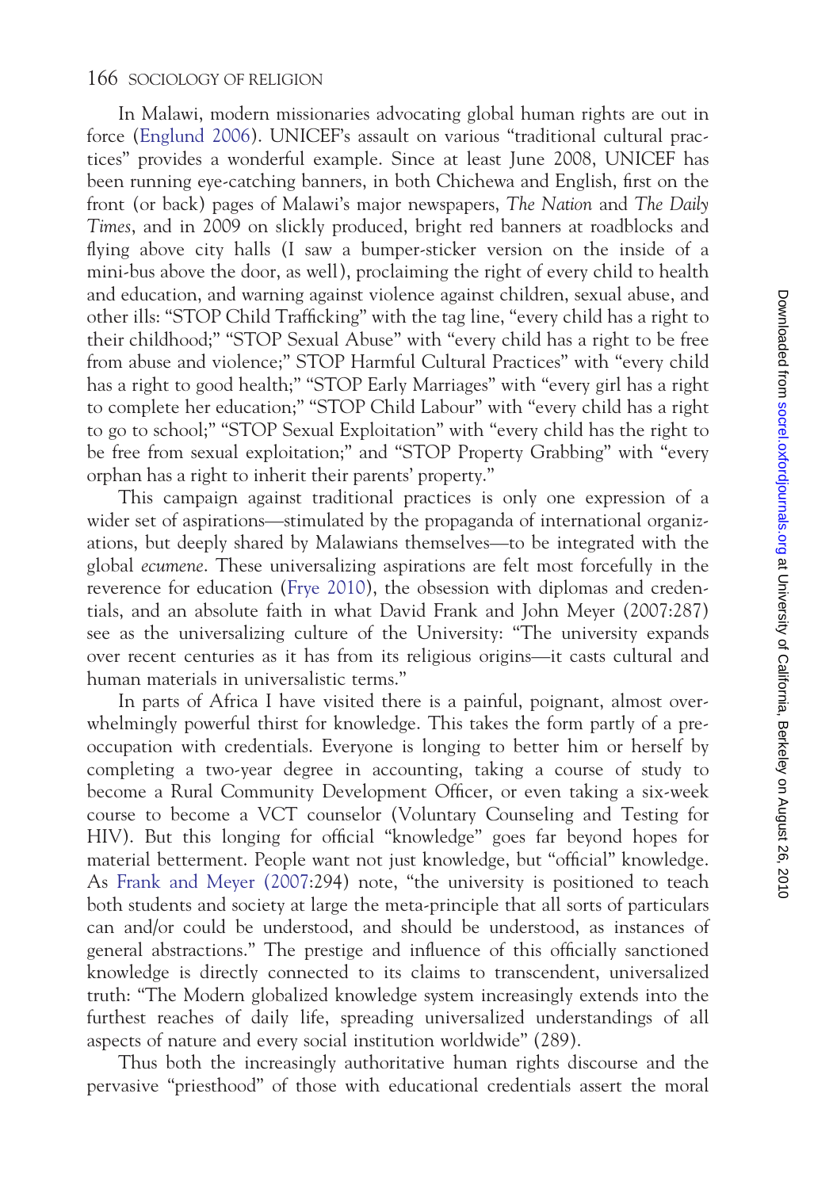In Malawi, modern missionaries advocating global human rights are out in force (Englund 2006). UNICEF's assault on various "traditional cultural practices" provides a wonderful example. Since at least June 2008, UNICEF has been running eye-catching banners, in both Chichewa and English, first on the front (or back) pages of Malawi's major newspapers, *The Nation* and *The Daily Times*, and in 2009 on slickly produced, bright red banners at roadblocks and flying above city halls (I saw a bumper-sticker version on the inside of a mini-bus above the door, as well), proclaiming the right of every child to health and education, and warning against violence against children, sexual abuse, and other ills: "STOP Child Trafficking" with the tag line, "every child has a right to their childhood;" "STOP Sexual Abuse" with "every child has a right to be free from abuse and violence;" STOP Harmful Cultural Practices" with "every child has a right to good health;" "STOP Early Marriages" with "every girl has a right to complete her education;" "STOP Child Labour" with "every child has a right to go to school;" "STOP Sexual Exploitation" with "every child has the right to be free from sexual exploitation;" and "STOP Property Grabbing" with "every orphan has a right to inherit their parents' property."

This campaign against traditional practices is only one expression of a wider set of aspirations—stimulated by the propaganda of international organizations, but deeply shared by Malawians themselves—to be integrated with the global *ecumene*. These universalizing aspirations are felt most forcefully in the reverence for education (Frye 2010), the obsession with diplomas and credentials, and an absolute faith in what David Frank and John Meyer (2007:287) see as the universalizing culture of the University: "The university expands over recent centuries as it has from its religious origins—it casts cultural and human materials in universalistic terms."

In parts of Africa I have visited there is a painful, poignant, almost overwhelmingly powerful thirst for knowledge. This takes the form partly of a preoccupation with credentials. Everyone is longing to better him or herself by completing a two-year degree in accounting, taking a course of study to become a Rural Community Development Officer, or even taking a six-week course to become a VCT counselor (Voluntary Counseling and Testing for HIV). But this longing for official "knowledge" goes far beyond hopes for material betterment. People want not just knowledge, but "official" knowledge. As Frank and Meyer (2007:294) note, "the university is positioned to teach both students and society at large the meta-principle that all sorts of particulars can and/or could be understood, and should be understood, as instances of general abstractions." The prestige and influence of this officially sanctioned knowledge is directly connected to its claims to transcendent, universalized truth: "The Modern globalized knowledge system increasingly extends into the furthest reaches of daily life, spreading universalized understandings of all aspects of nature and every social institution worldwide" (289).

Thus both the increasingly authoritative human rights discourse and the pervasive "priesthood" of those with educational credentials assert the moral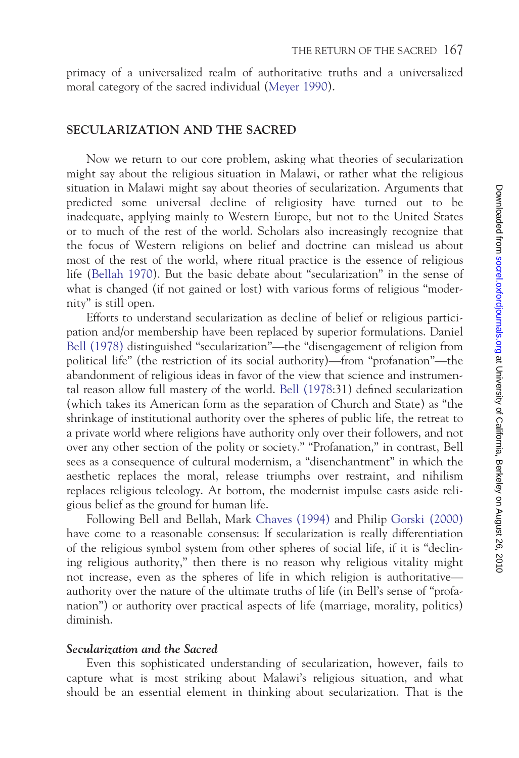primacy of a universalized realm of authoritative truths and a universalized moral category of the sacred individual (Meyer 1990).

## SECULARIZATION AND THE SACRED

Now we return to our core problem, asking what theories of secularization might say about the religious situation in Malawi, or rather what the religious situation in Malawi might say about theories of secularization. Arguments that predicted some universal decline of religiosity have turned out to be inadequate, applying mainly to Western Europe, but not to the United States or to much of the rest of the world. Scholars also increasingly recognize that the focus of Western religions on belief and doctrine can mislead us about most of the rest of the world, where ritual practice is the essence of religious life (Bellah 1970). But the basic debate about "secularization" in the sense of what is changed (if not gained or lost) with various forms of religious "modernity" is still open.

Efforts to understand secularization as decline of belief or religious participation and/or membership have been replaced by superior formulations. Daniel Bell (1978) distinguished "secularization"—the "disengagement of religion from political life" (the restriction of its social authority)—from "profanation"—the abandonment of religious ideas in favor of the view that science and instrumental reason allow full mastery of the world. Bell (1978:31) defined secularization (which takes its American form as the separation of Church and State) as "the shrinkage of institutional authority over the spheres of public life, the retreat to a private world where religions have authority only over their followers, and not over any other section of the polity or society." "Profanation," in contrast, Bell sees as a consequence of cultural modernism, a "disenchantment" in which the aesthetic replaces the moral, release triumphs over restraint, and nihilism replaces religious teleology. At bottom, the modernist impulse casts aside religious belief as the ground for human life.

Following Bell and Bellah, Mark Chaves (1994) and Philip Gorski (2000) have come to a reasonable consensus: If secularization is really differentiation of the religious symbol system from other spheres of social life, if it is "declining religious authority," then there is no reason why religious vitality might not increase, even as the spheres of life in which religion is authoritative—authority over the nature of the ultimate truths of life (in Bell's sense of "profanation") or authority over practical aspects of life (marriage, morality, politics) diminish.

### *Secularization and the Sacred*

Even this sophisticated understanding of secularization, however, fails to capture what is most striking about Malawi's religious situation, and what should be an essential element in thinking about secularization. That is the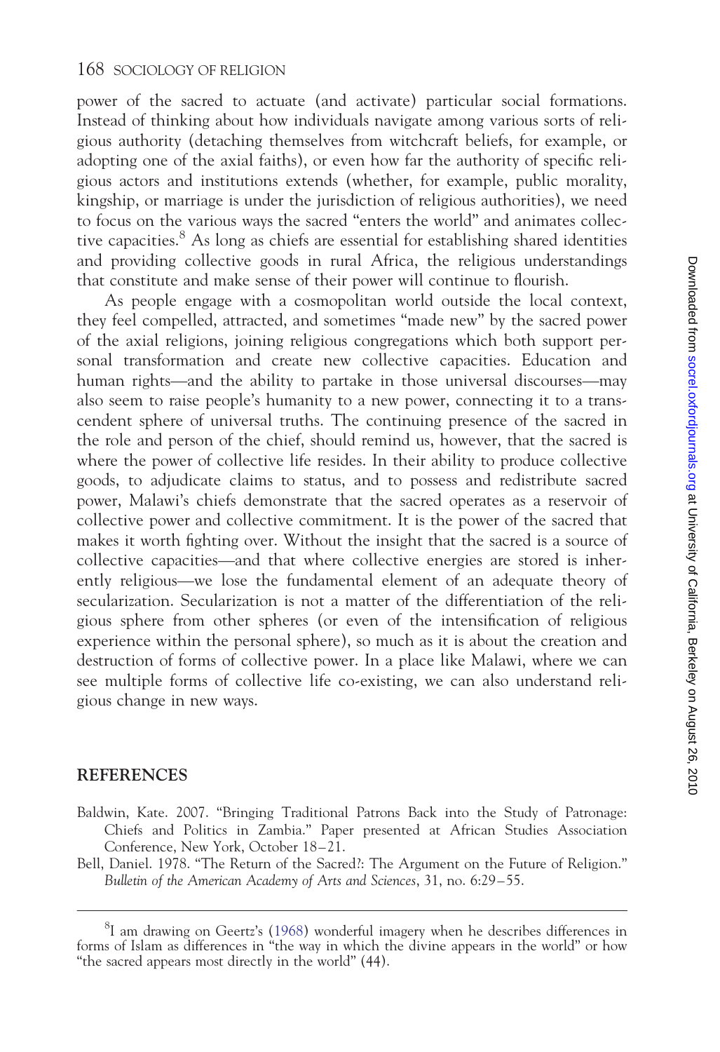power of the sacred to actuate (and activate) particular social formations. Instead of thinking about how individuals navigate among various sorts of religious authority (detaching themselves from witchcraft beliefs, for example, or adopting one of the axial faiths), or even how far the authority of specific religious actors and institutions extends (whether, for example, public morality, kingship, or marriage is under the jurisdiction of religious authorities), we need to focus on the various ways the sacred "enters the world" and animates collective capacities.[8] As long as chiefs are essential for establishing shared identities and providing collective goods in rural Africa, the religious understandings that constitute and make sense of their power will continue to flourish.

As people engage with a cosmopolitan world outside the local context, they feel compelled, attracted, and sometimes "made new" by the sacred power of the axial religions, joining religious congregations which both support personal transformation and create new collective capacities. Education and human rights—and the ability to partake in those universal discourses—may also seem to raise people's humanity to a new power, connecting it to a transcendent sphere of universal truths. The continuing presence of the sacred in the role and person of the chief, should remind us, however, that the sacred is where the power of collective life resides. In their ability to produce collective goods, to adjudicate claims to status, and to possess and redistribute sacred power, Malawi's chiefs demonstrate that the sacred operates as a reservoir of collective power and collective commitment. It is the power of the sacred that makes it worth fighting over. Without the insight that the sacred is a source of collective capacities—and that where collective energies are stored is inherently religious—we lose the fundamental element of an adequate theory of secularization. Secularization is not a matter of the differentiation of the religious sphere from other spheres (or even of the intensification of religious experience within the personal sphere), so much as it is about the creation and destruction of forms of collective power. In a place like Malawi, where we can see multiple forms of collective life co-existing, we can also understand religious change in new ways.

## REFERENCES

Baldwin, Kate. 2007. "Bringing Traditional Patrons Back into the Study of Patronage: Chiefs and Politics in Zambia." Paper presented at African Studies Association Conference, New York, October 18–21.

Bell, Daniel. 1978. "The Return of the Sacred?: The Argument on the Future of Religion." *Bulletin of the American Academy of Arts and Sciences*, 31, no. 6:29–55.

---

[8] I am drawing on Geertz's (1968) wonderful imagery when he describes differences in forms of Islam as differences in "the way in which the divine appears in the world" or how "the sacred appears most directly in the world" (44).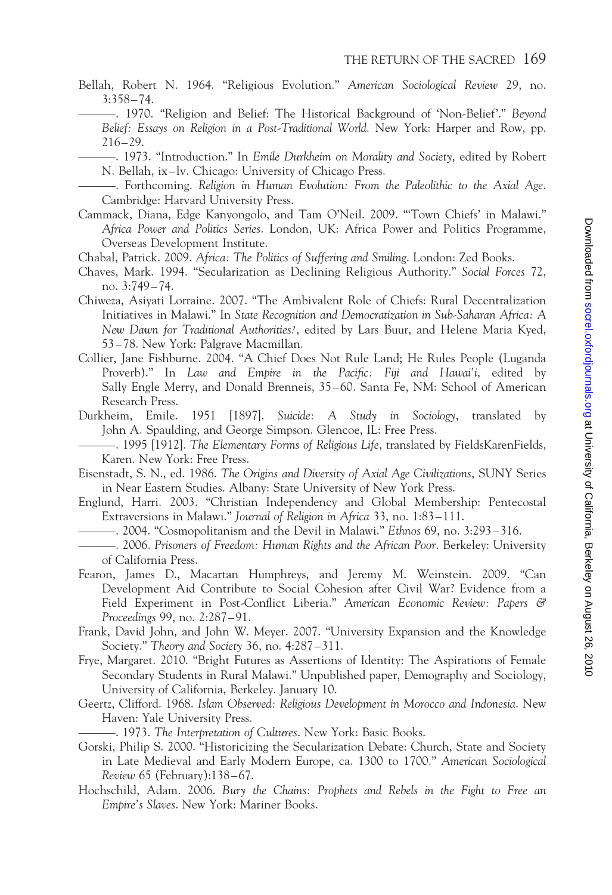Bellah, Robert N. 1964. "Religious Evolution." *American Sociological Review* 29, no. 3:358–74.

———. 1970. "Religion and Belief: The Historical Background of 'Non-Belief'." *Beyond Belief: Essays on Religion in a Post-Traditional World*. New York: Harper and Row, pp. 216–29.

———. 1973. "Introduction." In *Emile Durkheim on Morality and Society*, edited by Robert N. Bellah, ix–lv. Chicago: University of Chicago Press.

———. Forthcoming. *Religion in Human Evolution: From the Paleolithic to the Axial Age*. Cambridge: Harvard University Press.

Cammack, Diana, Edge Kanyongolo, and Tam O'Neil. 2009. "'Town Chiefs' in Malawi." *Africa Power and Politics Series*. London, UK: Africa Power and Politics Programme, Overseas Development Institute.

Chabal, Patrick. 2009. *Africa: The Politics of Suffering and Smiling*. London: Zed Books.

Chaves, Mark. 1994. "Secularization as Declining Religious Authority." *Social Forces* 72, no. 3:749–74.

Chiweza, Asiyati Lorraine. 2007. "The Ambivalent Role of Chiefs: Rural Decentralization Initiatives in Malawi." In *State Recognition and Democratization in Sub-Saharan Africa: A New Dawn for Traditional Authorities?*, edited by Lars Buur, and Helene Maria Kyed, 53–78. New York: Palgrave Macmillan.

Collier, Jane Fishburne. 2004. "A Chief Does Not Rule Land; He Rules People (Luganda Proverb)." In *Law and Empire in the Pacific: Fiji and Hawai'i*, edited by Sally Engle Merry, and Donald Brenneis, 35–60. Santa Fe, NM: School of American Research Press.

Durkheim, Emile. 1951 [1897]. *Suicide: A Study in Sociology*, translated by John A. Spaulding, and George Simpson. Glencoe, IL: Free Press.

———. 1995 [1912]. *The Elementary Forms of Religious Life*, translated by FieldsKarenFields, Karen. New York: Free Press.

Eisenstadt, S. N., ed. 1986. *The Origins and Diversity of Axial Age Civilizations*, SUNY Series in Near Eastern Studies. Albany: State University of New York Press.

Englund, Harri. 2003. "Christian Independency and Global Membership: Pentecostal Extraversions in Malawi." *Journal of Religion in Africa* 33, no. 1:83–111.

———. 2004. "Cosmopolitanism and the Devil in Malawi." *Ethnos* 69, no. 3:293–316.

———. 2006. *Prisoners of Freedom: Human Rights and the African Poor*. Berkeley: University of California Press.

Fearon, James D., Macartan Humphreys, and Jeremy M. Weinstein. 2009. "Can Development Aid Contribute to Social Cohesion after Civil War? Evidence from a Field Experiment in Post-Conflict Liberia." *American Economic Review: Papers & Proceedings* 99, no. 2:287–91.

Frank, David John, and John W. Meyer. 2007. "University Expansion and the Knowledge Society." *Theory and Society* 36, no. 4:287–311.

Frye, Margaret. 2010. "Bright Futures as Assertions of Identity: The Aspirations of Female Secondary Students in Rural Malawi." Unpublished paper, Demography and Sociology, University of California, Berkeley. January 10.

Geertz, Clifford. 1968. *Islam Observed: Religious Development in Morocco and Indonesia*. New Haven: Yale University Press.

———. 1973. *The Interpretation of Cultures*. New York: Basic Books.

Gorski, Philip S. 2000. "Historicizing the Secularization Debate: Church, State and Society in Late Medieval and Early Modern Europe, ca. 1300 to 1700." *American Sociological Review* 65 (February):138–67.

Hochschild, Adam. 2006. *Bury the Chains: Prophets and Rebels in the Fight to Free an Empire's Slaves*. New York: Mariner Books.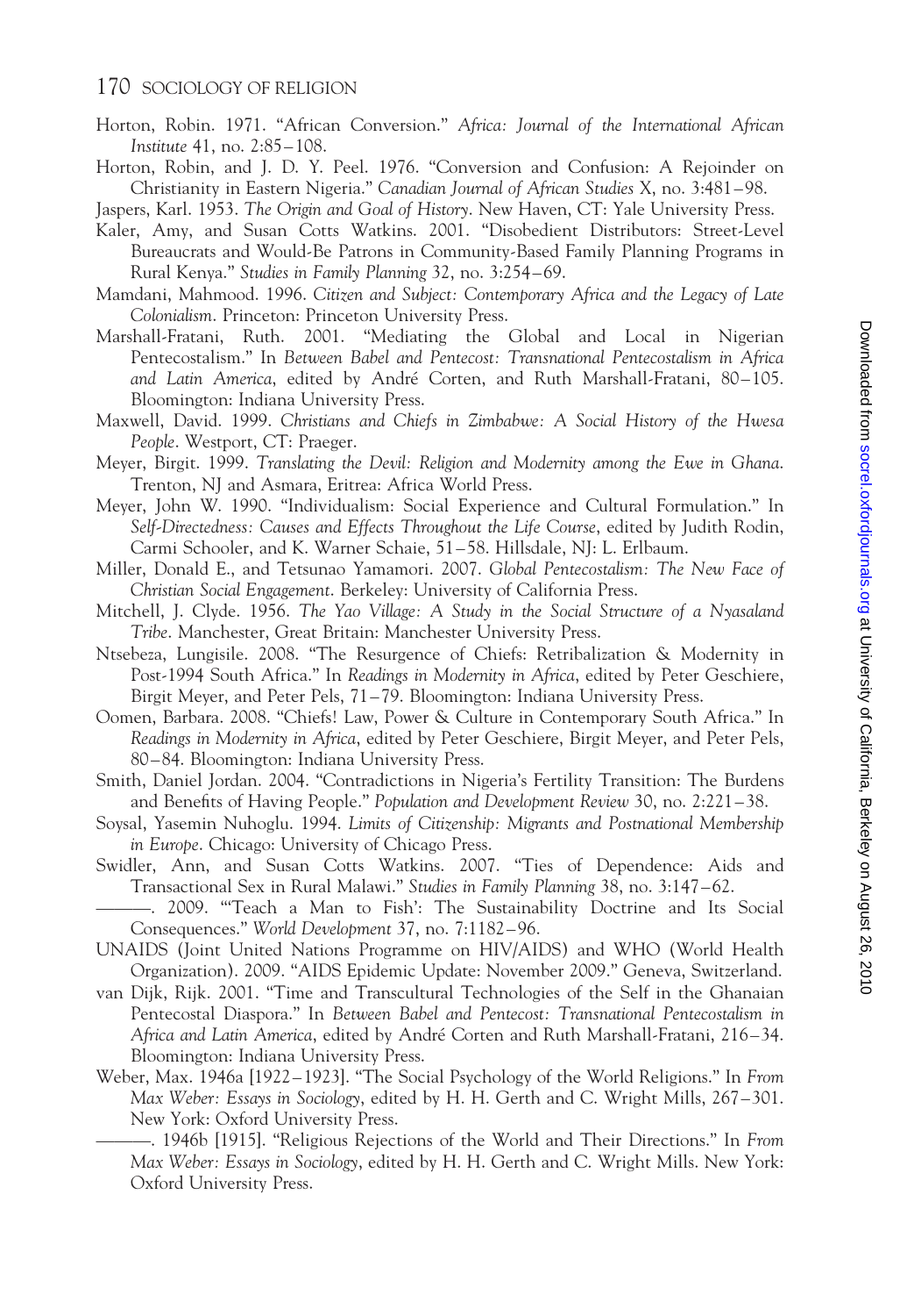Horton, Robin. 1971. "African Conversion." *Africa: Journal of the International African Institute* 41, no. 2:85–108.

Horton, Robin, and J. D. Y. Peel. 1976. "Conversion and Confusion: A Rejoinder on Christianity in Eastern Nigeria." *Canadian Journal of African Studies* X, no. 3:481–98.

Jaspers, Karl. 1953. *The Origin and Goal of History*. New Haven, CT: Yale University Press.

Kaler, Amy, and Susan Cotts Watkins. 2001. "Disobedient Distributors: Street-Level Bureaucrats and Would-Be Patrons in Community-Based Family Planning Programs in Rural Kenya." *Studies in Family Planning* 32, no. 3:254–69.

Mamdani, Mahmood. 1996. *Citizen and Subject: Contemporary Africa and the Legacy of Late Colonialism*. Princeton: Princeton University Press.

Marshall-Fratani, Ruth. 2001. "Mediating the Global and Local in Nigerian Pentecostalism." In *Between Babel and Pentecost: Transnational Pentecostalism in Africa and Latin America*, edited by André Corten, and Ruth Marshall-Fratani, 80–105. Bloomington: Indiana University Press.

Maxwell, David. 1999. *Christians and Chiefs in Zimbabwe: A Social History of the Hwesa People*. Westport, CT: Praeger.

Meyer, Birgit. 1999. *Translating the Devil: Religion and Modernity among the Ewe in Ghana*. Trenton, NJ and Asmara, Eritrea: Africa World Press.

Meyer, John W. 1990. "Individualism: Social Experience and Cultural Formulation." In *Self-Directedness: Causes and Effects Throughout the Life Course*, edited by Judith Rodin, Carmi Schooler, and K. Warner Schaie, 51–58. Hillsdale, NJ: L. Erlbaum.

Miller, Donald E., and Tetsunao Yamamori. 2007. *Global Pentecostalism: The New Face of Christian Social Engagement*. Berkeley: University of California Press.

Mitchell, J. Clyde. 1956. *The Yao Village: A Study in the Social Structure of a Nyasaland Tribe*. Manchester, Great Britain: Manchester University Press.

Ntsebeza, Lungisile. 2008. "The Resurgence of Chiefs: Retribalization & Modernity in Post-1994 South Africa." In *Readings in Modernity in Africa*, edited by Peter Geschiere, Birgit Meyer, and Peter Pels, 71–79. Bloomington: Indiana University Press.

Oomen, Barbara. 2008. "Chiefs! Law, Power & Culture in Contemporary South Africa." In *Readings in Modernity in Africa*, edited by Peter Geschiere, Birgit Meyer, and Peter Pels, 80–84. Bloomington: Indiana University Press.

Smith, Daniel Jordan. 2004. "Contradictions in Nigeria's Fertility Transition: The Burdens and Benefits of Having People." *Population and Development Review* 30, no. 2:221–38.

Soysal, Yasemin Nuhoglu. 1994. *Limits of Citizenship: Migrants and Postnational Membership in Europe*. Chicago: University of Chicago Press.

Swidler, Ann, and Susan Cotts Watkins. 2007. "Ties of Dependence: Aids and Transactional Sex in Rural Malawi." *Studies in Family Planning* 38, no. 3:147–62.

———. 2009. "'Teach a Man to Fish': The Sustainability Doctrine and Its Social Consequences." *World Development* 37, no. 7:1182–96.

UNAIDS (Joint United Nations Programme on HIV/AIDS) and WHO (World Health Organization). 2009. "AIDS Epidemic Update: November 2009." Geneva, Switzerland.

van Dijk, Rijk. 2001. "Time and Transcultural Technologies of the Self in the Ghanaian Pentecostal Diaspora." In *Between Babel and Pentecost: Transnational Pentecostalism in Africa and Latin America*, edited by André Corten and Ruth Marshall-Fratani, 216–34. Bloomington: Indiana University Press.

Weber, Max. 1946a [1922–1923]. "The Social Psychology of the World Religions." In *From Max Weber: Essays in Sociology*, edited by H. H. Gerth and C. Wright Mills, 267–301. New York: Oxford University Press.

———. 1946b [1915]. "Religious Rejections of the World and Their Directions." In *From Max Weber: Essays in Sociology*, edited by H. H. Gerth and C. Wright Mills. New York: Oxford University Press.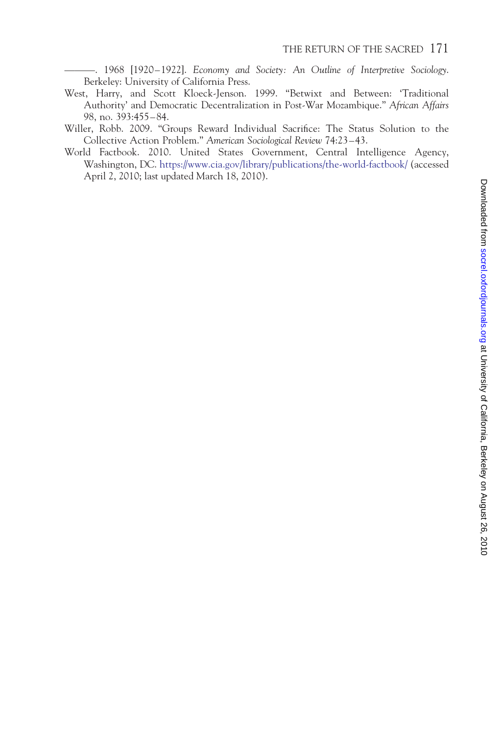———. 1968 [1920–1922]. *Economy and Society: An Outline of Interpretive Sociology*. Berkeley: University of California Press.

West, Harry, and Scott Kloeck-Jenson. 1999. "Betwixt and Between: 'Traditional Authority' and Democratic Decentralization in Post-War Mozambique." *African Affairs* 98, no. 393:455–84.

Willer, Robb. 2009. "Groups Reward Individual Sacrifice: The Status Solution to the Collective Action Problem." *American Sociological Review* 74:23–43.

World Factbook. 2010. United States Government, Central Intelligence Agency, Washington, DC. https://www.cia.gov/library/publications/the-world-factbook/ (accessed April 2, 2010; last updated March 18, 2010).